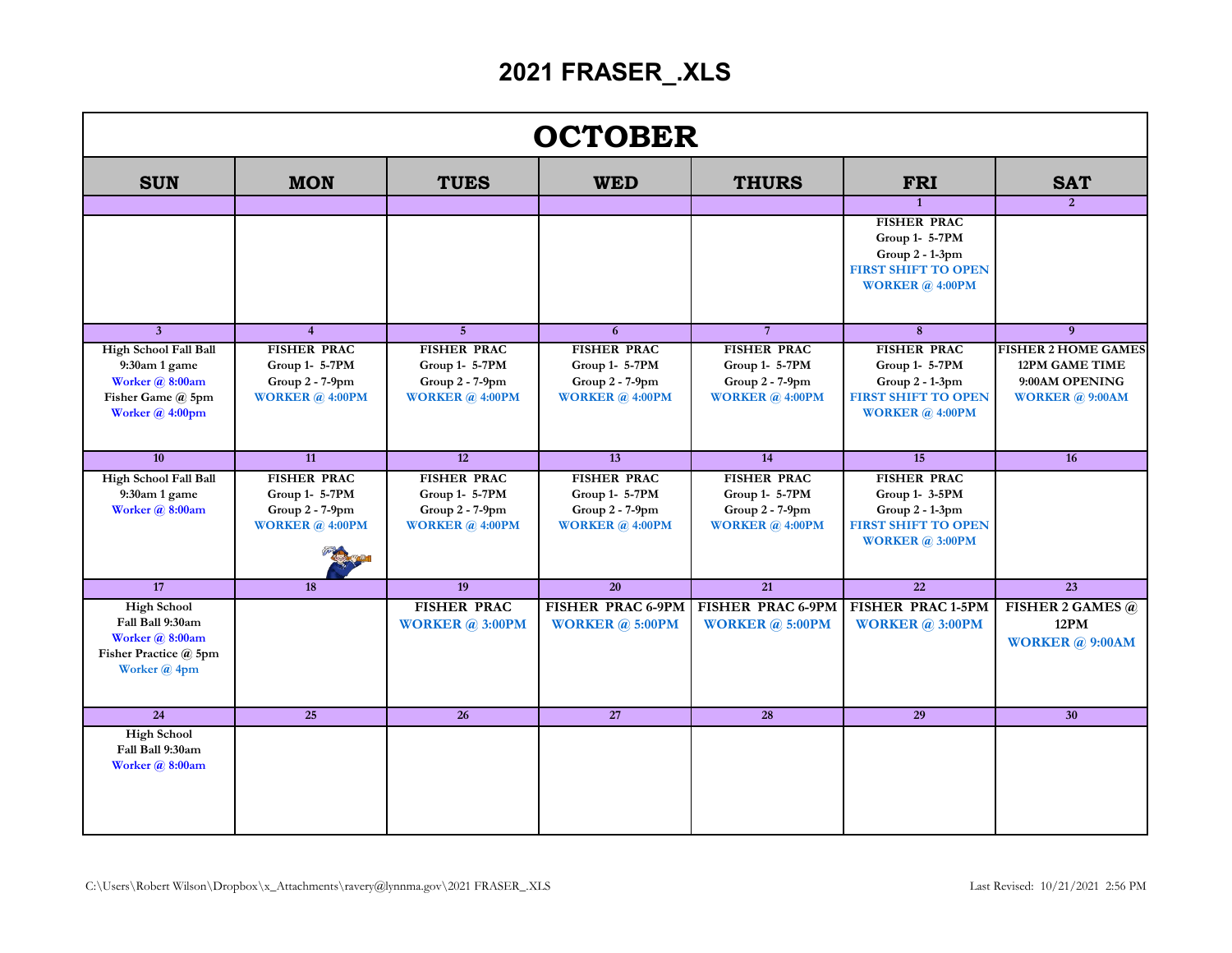# 2021 FRASER_.XLS

## OCTOBER

| SUN | MON | TUES | WED | THURS | FRI | SAT |
|---|---|---|---|---|---|---|
| | | | | | 1 | 2 |
| | | | | | FISHER PRAC<br>Group 1- 5-7PM<br>Group 2 - 1-3pm<br>FIRST SHIFT TO OPEN<br>WORKER @ 4:00PM | |
| 3 | 4 | 5 | 6 | 7 | 8 | 9 |
| High School Fall Ball<br>9:30am 1 game<br>Worker @ 8:00am<br>Fisher Game @ 5pm<br>Worker @ 4:00pm | FISHER PRAC<br>Group 1- 5-7PM<br>Group 2 - 7-9pm<br>WORKER @ 4:00PM | FISHER PRAC<br>Group 1- 5-7PM<br>Group 2 - 7-9pm<br>WORKER @ 4:00PM | FISHER PRAC<br>Group 1- 5-7PM<br>Group 2 - 7-9pm<br>WORKER @ 4:00PM | FISHER PRAC<br>Group 1- 5-7PM<br>Group 2 - 7-9pm<br>WORKER @ 4:00PM | FISHER PRAC<br>Group 1- 5-7PM<br>Group 2 - 1-3pm<br>FIRST SHIFT TO OPEN<br>WORKER @ 4:00PM | FISHER 2 HOME GAMES<br>12PM GAME TIME<br>9:00AM OPENING<br>WORKER @ 9:00AM |
| 10 | 11 | 12 | 13 | 14 | 15 | 16 |
| High School Fall Ball<br>9:30am 1 game<br>Worker @ 8:00am | FISHER PRAC<br>Group 1- 5-7PM<br>Group 2 - 7-9pm<br>WORKER @ 4:00PM | FISHER PRAC<br>Group 1- 5-7PM<br>Group 2 - 7-9pm<br>WORKER @ 4:00PM | FISHER PRAC<br>Group 1- 5-7PM<br>Group 2 - 7-9pm<br>WORKER @ 4:00PM | FISHER PRAC<br>Group 1- 5-7PM<br>Group 2 - 7-9pm<br>WORKER @ 4:00PM | FISHER PRAC<br>Group 1- 3-5PM<br>Group 2 - 1-3pm<br>FIRST SHIFT TO OPEN<br>WORKER @ 3:00PM | |
| 17 | 18 | 19 | 20 | 21 | 22 | 23 |
| High School<br>Fall Ball 9:30am<br>Worker @ 8:00am<br>Fisher Practice @ 5pm<br>Worker @ 4pm | | FISHER PRAC<br>WORKER @ 3:00PM | FISHER PRAC 6-9PM<br>WORKER @ 5:00PM | FISHER PRAC 6-9PM<br>WORKER @ 5:00PM | FISHER PRAC 1-5PM<br>WORKER @ 3:00PM | FISHER 2 GAMES @ 12PM<br>WORKER @ 9:00AM |
| 24 | 25 | 26 | 27 | 28 | 29 | 30 |
| High School<br>Fall Ball 9:30am<br>Worker @ 8:00am | | | | | | |

C:\Users\Robert Wilson\Dropbox\x_Attachments\ravery@lynnma.gov\2021 FRASER_.XLS

Last Revised: 10/21/2021 2:56 PM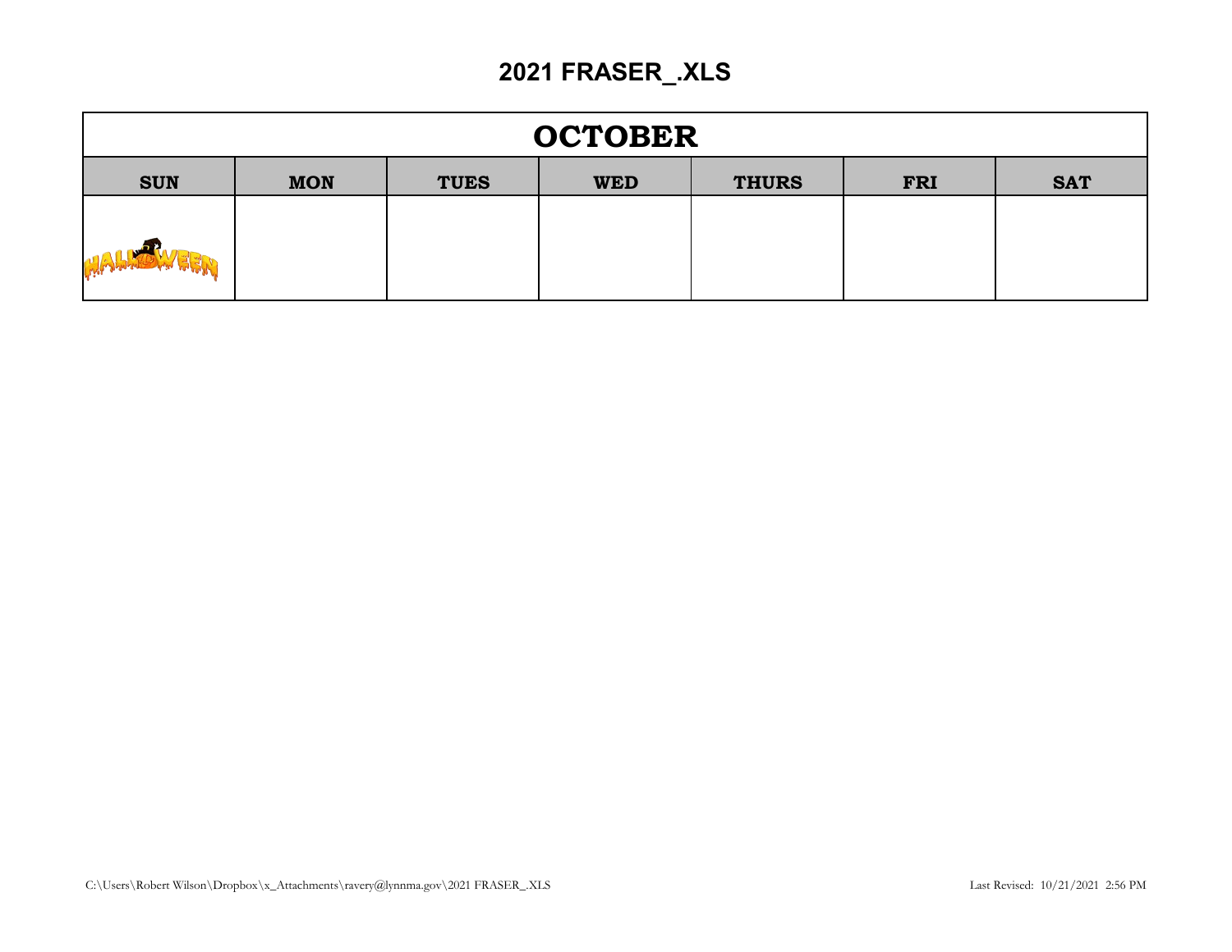## 2021 FRASER_.XLS

| OCTOBER | | | | | | |
|---|---|---|---|---|---|---|
| SUN | MON | TUES | WED | THURS | FRI | SAT |
| HALLOWEEN | | | | | | |

C:\Users\Robert Wilson\Dropbox\x_Attachments\ravery@lynnma.gov\2021 FRASER_.XLS

Last Revised: 10/21/2021 2:56 PM